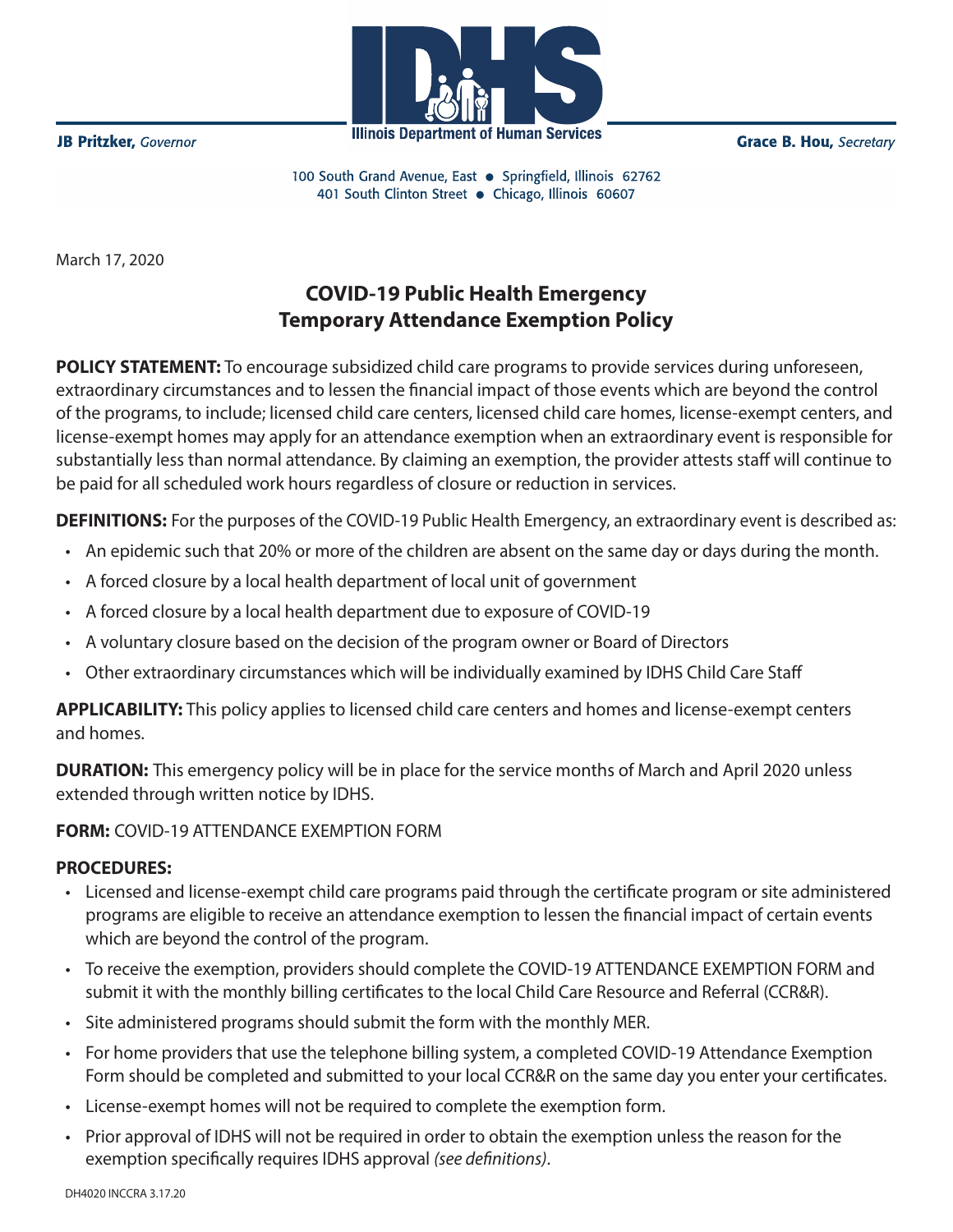**JB Pritzker,** *Governor*

**Illinois Department of Human Services**

**Grace B. Hou,** *Secretary*

100 South Grand Avenue, East • Springfield, Illinois 62762
401 South Clinton Street • Chicago, Illinois 60607

March 17, 2020

## COVID-19 Public Health Emergency Temporary Attendance Exemption Policy

**POLICY STATEMENT:** To encourage subsidized child care programs to provide services during unforeseen, extraordinary circumstances and to lessen the financial impact of those events which are beyond the control of the programs, to include; licensed child care centers, licensed child care homes, license-exempt centers, and license-exempt homes may apply for an attendance exemption when an extraordinary event is responsible for substantially less than normal attendance. By claiming an exemption, the provider attests staff will continue to be paid for all scheduled work hours regardless of closure or reduction in services.

**DEFINITIONS:** For the purposes of the COVID-19 Public Health Emergency, an extraordinary event is described as:

- An epidemic such that 20% or more of the children are absent on the same day or days during the month.
- A forced closure by a local health department of local unit of government
- A forced closure by a local health department due to exposure of COVID-19
- A voluntary closure based on the decision of the program owner or Board of Directors
- Other extraordinary circumstances which will be individually examined by IDHS Child Care Staff

**APPLICABILITY:** This policy applies to licensed child care centers and homes and license-exempt centers and homes.

**DURATION:** This emergency policy will be in place for the service months of March and April 2020 unless extended through written notice by IDHS.

**FORM:** COVID-19 ATTENDANCE EXEMPTION FORM

**PROCEDURES:**

- Licensed and license-exempt child care programs paid through the certificate program or site administered programs are eligible to receive an attendance exemption to lessen the financial impact of certain events which are beyond the control of the program.
- To receive the exemption, providers should complete the COVID-19 ATTENDANCE EXEMPTION FORM and submit it with the monthly billing certificates to the local Child Care Resource and Referral (CCR&R).
- Site administered programs should submit the form with the monthly MER.
- For home providers that use the telephone billing system, a completed COVID-19 Attendance Exemption Form should be completed and submitted to your local CCR&R on the same day you enter your certificates.
- License-exempt homes will not be required to complete the exemption form.
- Prior approval of IDHS will not be required in order to obtain the exemption unless the reason for the exemption specifically requires IDHS approval *(see definitions)*.

DH4020 INCCRA 3.17.20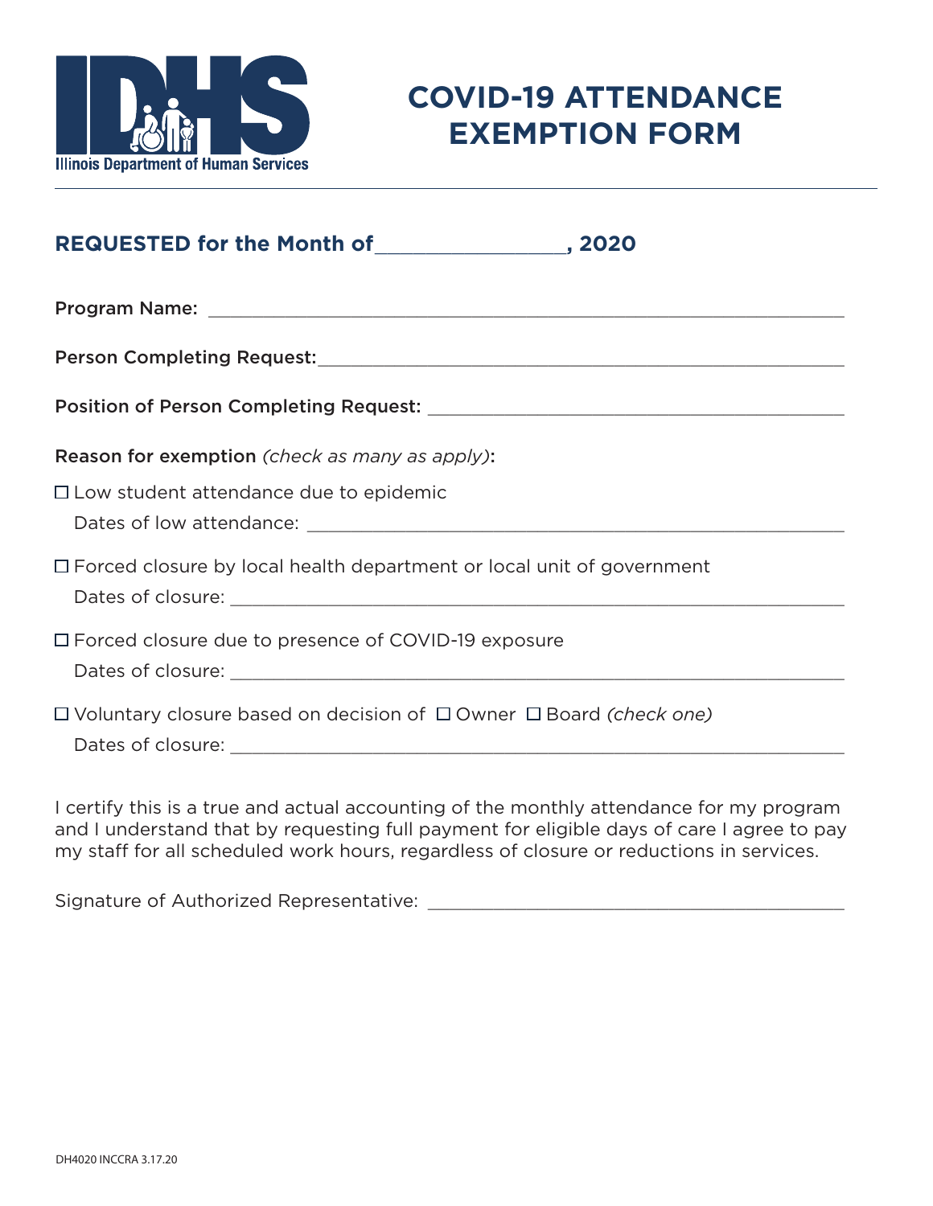Illinois Department of Human Services

# COVID-19 ATTENDANCE EXEMPTION FORM

**REQUESTED for the Month of________________, 2020**

**Program Name:** ________________________________________________________________

**Person Completing Request:**____________________________________________________

**Position of Person Completing Request:** ________________________________________

**Reason for exemption** *(check as many as apply)*:

☐ Low student attendance due to epidemic

Dates of low attendance: _______________________________________________________

☐ Forced closure by local health department or local unit of government

Dates of closure: _____________________________________________________________

☐ Forced closure due to presence of COVID-19 exposure

Dates of closure: _____________________________________________________________

☐ Voluntary closure based on decision of ☐ Owner ☐ Board *(check one)*

Dates of closure: _____________________________________________________________

I certify this is a true and actual accounting of the monthly attendance for my program and I understand that by requesting full payment for eligible days of care I agree to pay my staff for all scheduled work hours, regardless of closure or reductions in services.

Signature of Authorized Representative: __________________________________________

DH4020 INCCRA 3.17.20